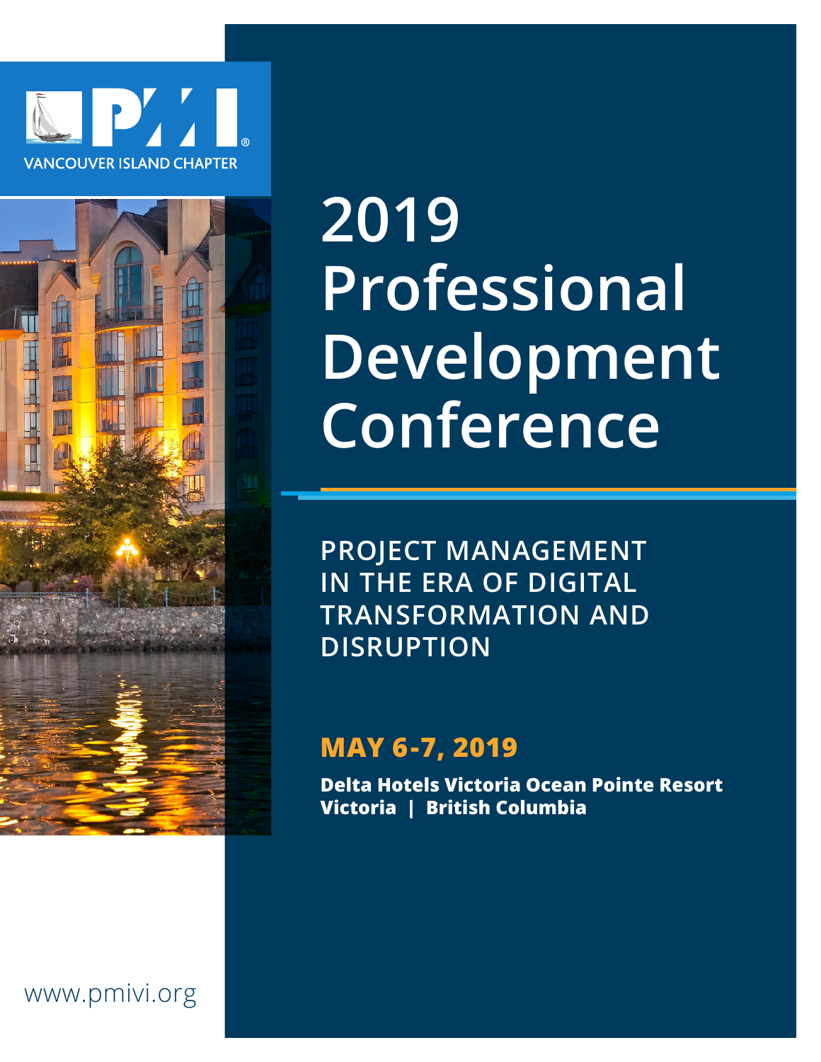PMI® VANCOUVER ISLAND CHAPTER

# 2019 Professional Development Conference

## PROJECT MANAGEMENT IN THE ERA OF DIGITAL TRANSFORMATION AND DISRUPTION

**MAY 6-7, 2019**

**Delta Hotels Victoria Ocean Pointe Resort**
**Victoria | British Columbia**

www.pmivi.org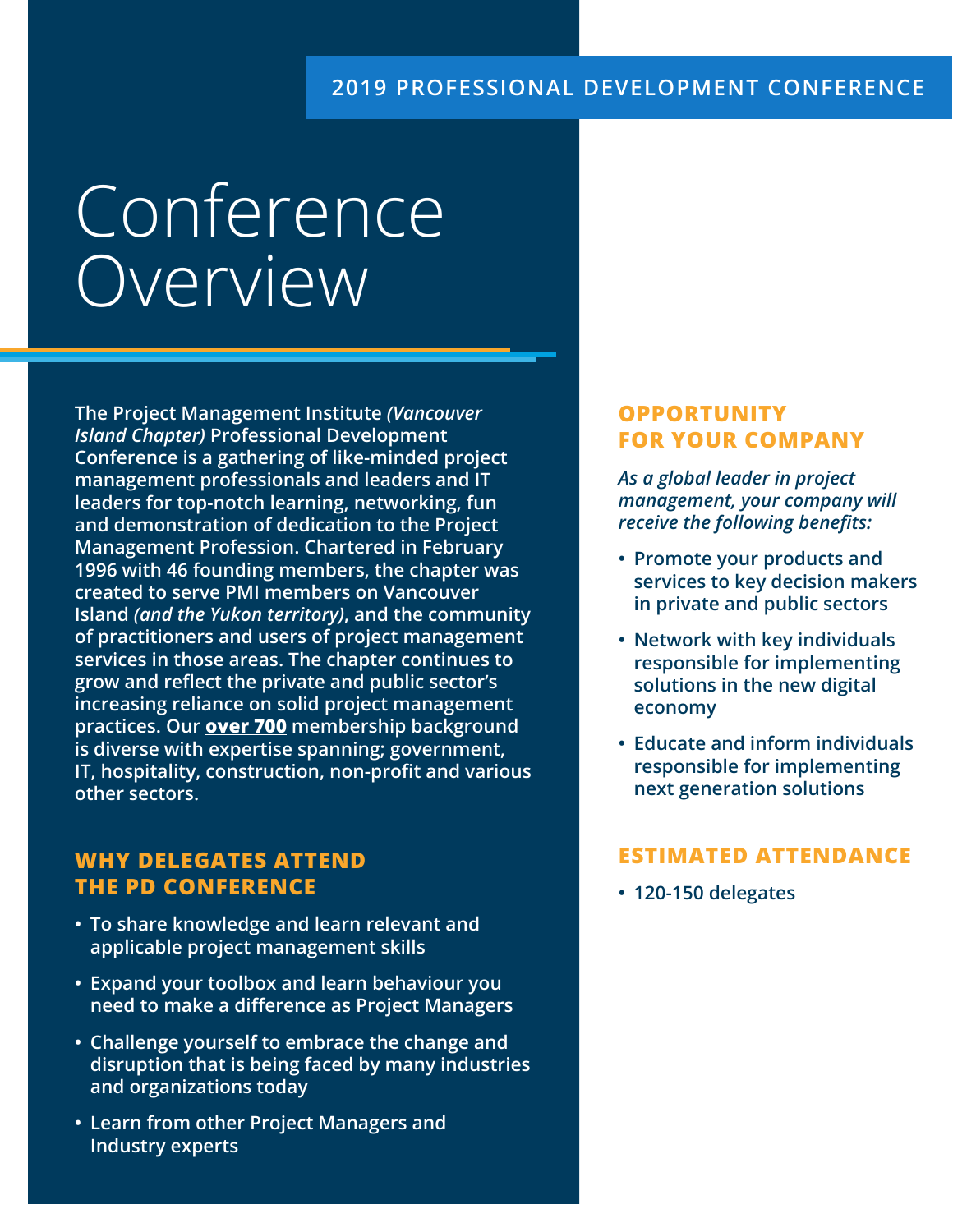2019 PROFESSIONAL DEVELOPMENT CONFERENCE

# Conference Overview

**The Project Management Institute *(Vancouver Island Chapter)* Professional Development Conference is a gathering of like-minded project management professionals and leaders and IT leaders for top-notch learning, networking, fun and demonstration of dedication to the Project Management Profession. Chartered in February 1996 with 46 founding members, the chapter was created to serve PMI members on Vancouver Island *(and the Yukon territory)*, and the community of practitioners and users of project management services in those areas. The chapter continues to grow and reflect the private and public sector's increasing reliance on solid project management practices. Our <u>over 700</u> membership background is diverse with expertise spanning; government, IT, hospitality, construction, non-profit and various other sectors.**

## WHY DELEGATES ATTEND THE PD CONFERENCE

- **To share knowledge and learn relevant and applicable project management skills**
- **Expand your toolbox and learn behaviour you need to make a difference as Project Managers**
- **Challenge yourself to embrace the change and disruption that is being faced by many industries and organizations today**
- **Learn from other Project Managers and Industry experts**

## OPPORTUNITY FOR YOUR COMPANY

***As a global leader in project management, your company will receive the following benefits:***

- **Promote your products and services to key decision makers in private and public sectors**
- **Network with key individuals responsible for implementing solutions in the new digital economy**
- **Educate and inform individuals responsible for implementing next generation solutions**

## ESTIMATED ATTENDANCE

- **120-150 delegates**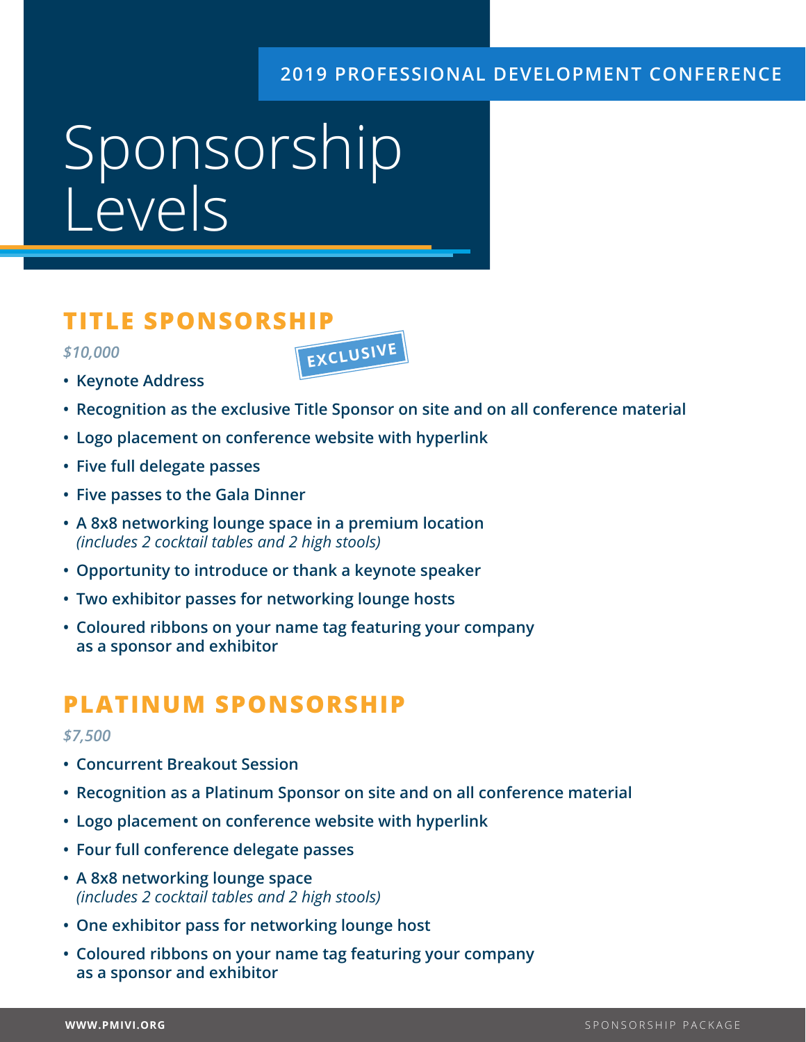2019 PROFESSIONAL DEVELOPMENT CONFERENCE

# Sponsorship Levels

## TITLE SPONSORSHIP

*$10,000*

EXCLUSIVE

- **Keynote Address**
- **Recognition as the exclusive Title Sponsor on site and on all conference material**
- **Logo placement on conference website with hyperlink**
- **Five full delegate passes**
- **Five passes to the Gala Dinner**
- **A 8x8 networking lounge space in a premium location**
  *(includes 2 cocktail tables and 2 high stools)*
- **Opportunity to introduce or thank a keynote speaker**
- **Two exhibitor passes for networking lounge hosts**
- **Coloured ribbons on your name tag featuring your company as a sponsor and exhibitor**

## PLATINUM SPONSORSHIP

*$7,500*

- **Concurrent Breakout Session**
- **Recognition as a Platinum Sponsor on site and on all conference material**
- **Logo placement on conference website with hyperlink**
- **Four full conference delegate passes**
- **A 8x8 networking lounge space**
  *(includes 2 cocktail tables and 2 high stools)*
- **One exhibitor pass for networking lounge host**
- **Coloured ribbons on your name tag featuring your company as a sponsor and exhibitor**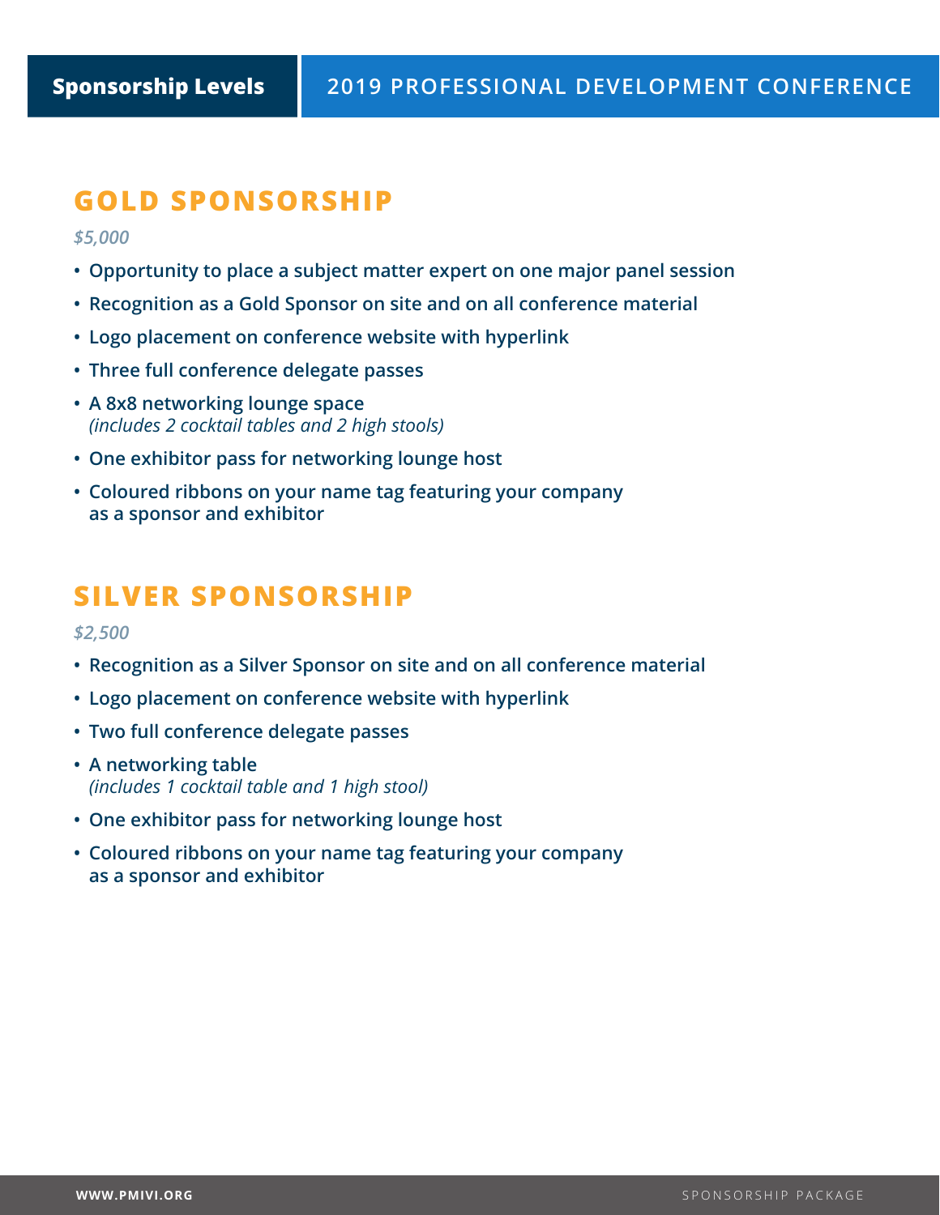# Sponsorship Levels

## GOLD SPONSORSHIP

*$5,000*

- Opportunity to place a subject matter expert on one major panel session
- Recognition as a Gold Sponsor on site and on all conference material
- Logo placement on conference website with hyperlink
- Three full conference delegate passes
- A 8x8 networking lounge space
  *(includes 2 cocktail tables and 2 high stools)*
- One exhibitor pass for networking lounge host
- Coloured ribbons on your name tag featuring your company as a sponsor and exhibitor

## SILVER SPONSORSHIP

*$2,500*

- Recognition as a Silver Sponsor on site and on all conference material
- Logo placement on conference website with hyperlink
- Two full conference delegate passes
- A networking table
  *(includes 1 cocktail table and 1 high stool)*
- One exhibitor pass for networking lounge host
- Coloured ribbons on your name tag featuring your company as a sponsor and exhibitor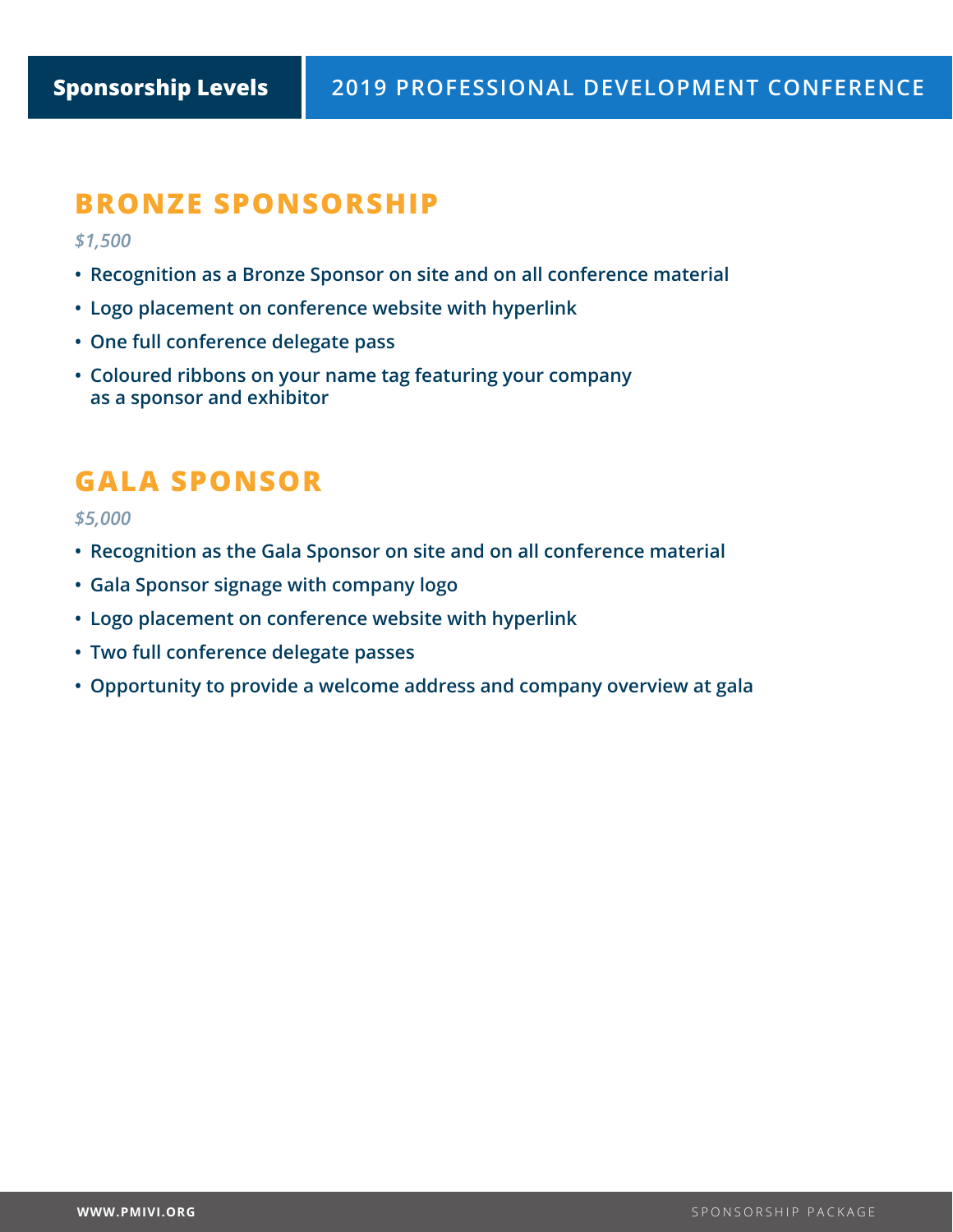## BRONZE SPONSORSHIP

*$1,500*

- Recognition as a Bronze Sponsor on site and on all conference material
- Logo placement on conference website with hyperlink
- One full conference delegate pass
- Coloured ribbons on your name tag featuring your company as a sponsor and exhibitor

## GALA SPONSOR

*$5,000*

- Recognition as the Gala Sponsor on site and on all conference material
- Gala Sponsor signage with company logo
- Logo placement on conference website with hyperlink
- Two full conference delegate passes
- Opportunity to provide a welcome address and company overview at gala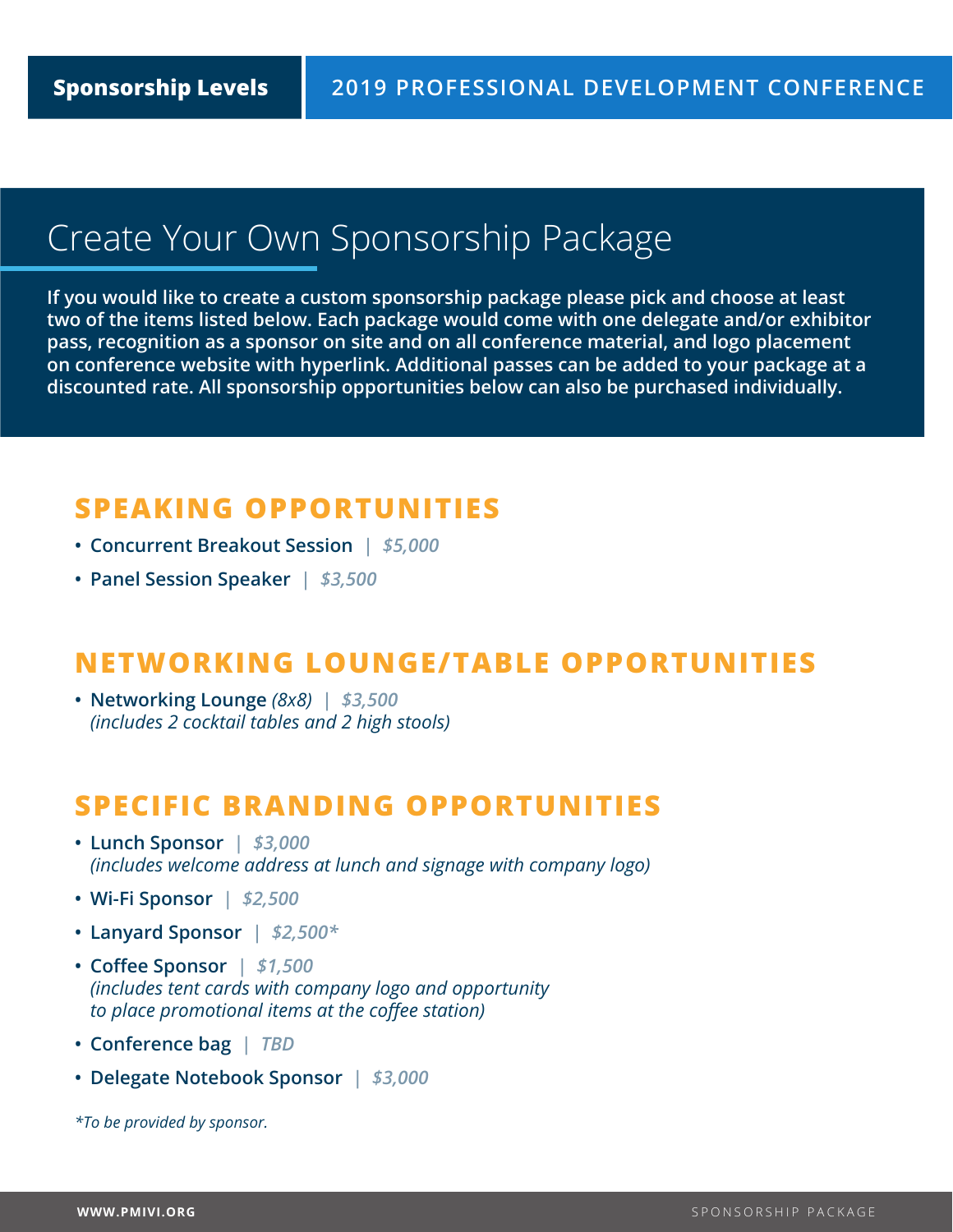# Create Your Own Sponsorship Package

**If you would like to create a custom sponsorship package please pick and choose at least two of the items listed below. Each package would come with one delegate and/or exhibitor pass, recognition as a sponsor on site and on all conference material, and logo placement on conference website with hyperlink. Additional passes can be added to your package at a discounted rate. All sponsorship opportunities below can also be purchased individually.**

## SPEAKING OPPORTUNITIES

- **Concurrent Breakout Session** | *$5,000*
- **Panel Session Speaker** | *$3,500*

## NETWORKING LOUNGE/TABLE OPPORTUNITIES

- **Networking Lounge** *(8x8)* | *$3,500*
  *(includes 2 cocktail tables and 2 high stools)*

## SPECIFIC BRANDING OPPORTUNITIES

- **Lunch Sponsor** | *$3,000*
  *(includes welcome address at lunch and signage with company logo)*
- **Wi-Fi Sponsor** | *$2,500*
- **Lanyard Sponsor** | *$2,500**
- **Coffee Sponsor** | *$1,500*
  *(includes tent cards with company logo and opportunity to place promotional items at the coffee station)*
- **Conference bag** | *TBD*
- **Delegate Notebook Sponsor** | *$3,000*

*\*To be provided by sponsor.*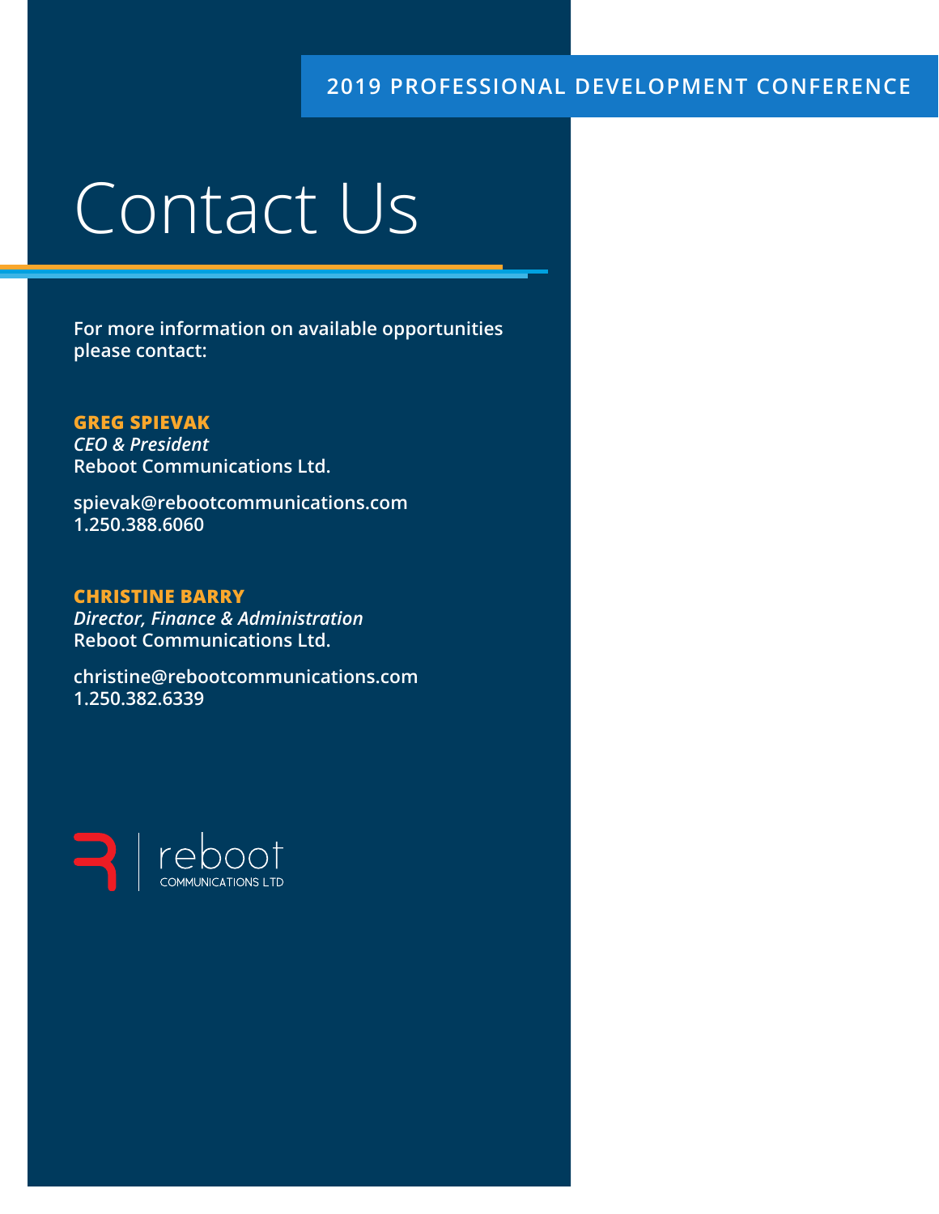2019 PROFESSIONAL DEVELOPMENT CONFERENCE

# Contact Us

**For more information on available opportunities please contact:**

**GREG SPIEVAK**
*CEO & President*
**Reboot Communications Ltd.**

**spievak@rebootcommunications.com**
**1.250.388.6060**

**CHRISTINE BARRY**
*Director, Finance & Administration*
**Reboot Communications Ltd.**

**christine@rebootcommunications.com**
**1.250.382.6339**

reboot
COMMUNICATIONS LTD